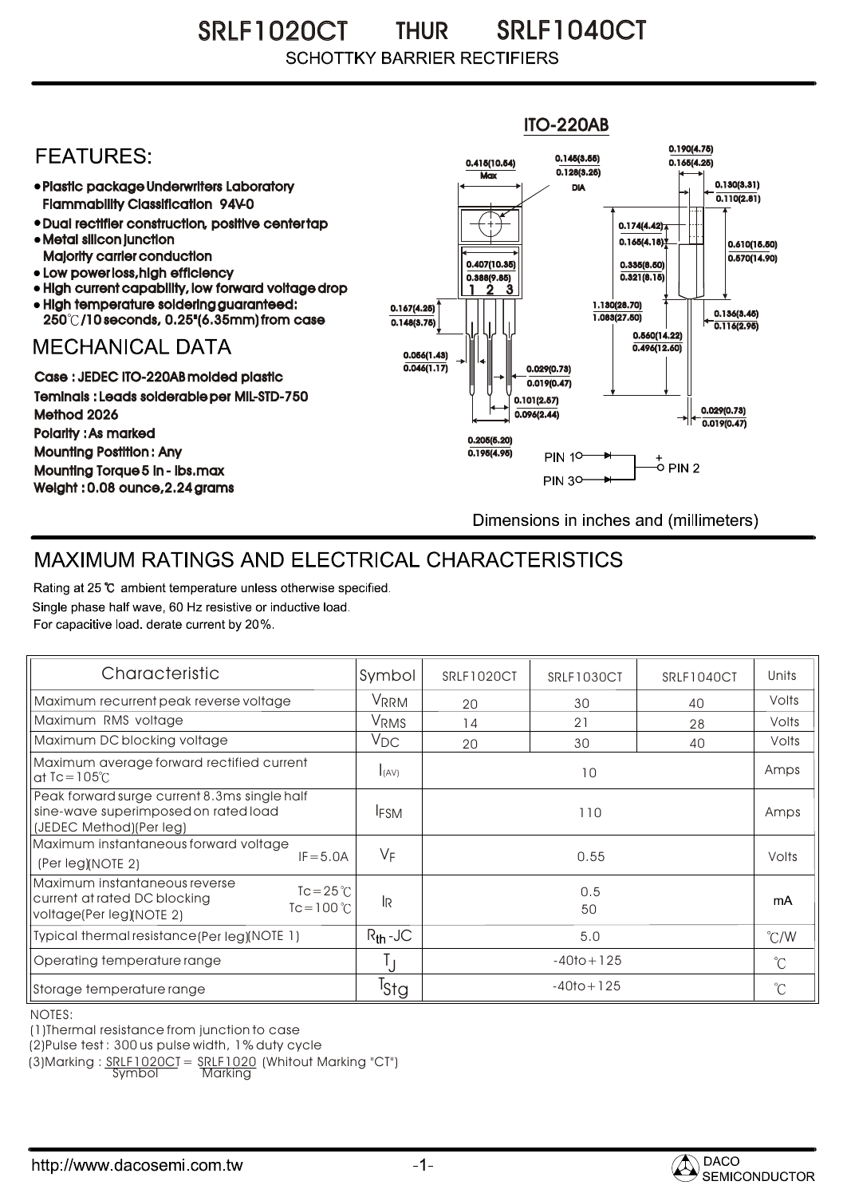# SRLF1020CT THUR SRLF1040CT

SCHOTTKY BARRIER RECTIFIERS

## FEATURES:

- Plastic package Underwriters Laboratory Flammability Classification 94V-0
- Dual rectifier construction, positive center tap
- Metal silicon junction Majority carrier conduction
- Low power loss, high efficiency
- High current capability, low forward voltage drop
- High temperature soldering guaranteed: 250℃/10 seconds, 0.25"(6.35mm) from case

## MECHANICAL DATA

Case : JEDEC ITO-220AB molded plastic

Teminals : Leads solderable per MIL-STD-750 Method 2026

Polarity : As marked

Mounting Postition : Any

Mounting Torque 5 in - lbs.max

Weight : 0.08 ounce, 2.24 grams

ITO-220AB

0.415(10.54) Max; 0.145(3.55) 0.128(3.25) DIA; 0.190(4.75) 0.165(4.25); 0.130(3.31) 0.110(2.81); 0.174(4.42) 0.165(4.18); 0.610(15.50) 0.570(14.90); 0.407(10.35) 0.388(9.85); 0.335(8.50) 0.321(8.15); 0.167(4.25) 0.148(3.75); 1.130(28.70) 1.083(27.50); 0.136(3.45) 0.116(2.95); 0.560(14.22) 0.496(12.60); 0.056(1.43) 0.046(1.17); 0.029(0.73) 0.019(0.47); 0.101(2.57) 0.096(2.44); 0.029(0.73) 0.019(0.47); 0.205(5.20) 0.195(4.95)

PIN 1, PIN 2 (+), PIN 3

Dimensions in inches and (millimeters)

## MAXIMUM RATINGS AND ELECTRICAL CHARACTERISTICS

Rating at 25 ℃ ambient temperature unless otherwise specified.
Single phase half wave, 60 Hz resistive or inductive load.
For capacitive load. derate current by 20%.

| Characteristic | Symbol | SRLF1020CT | SRLF1030CT | SRLF1040CT | Units |
|---|---|---|---|---|---|
| Maximum recurrent peak reverse voltage | $V_{RRM}$ | 20 | 30 | 40 | Volts |
| Maximum RMS voltage | $V_{RMS}$ | 14 | 21 | 28 | Volts |
| Maximum DC blocking voltage | $V_{DC}$ | 20 | 30 | 40 | Volts |
| Maximum average forward rectified current at Tc=105℃ | $I_{(AV)}$ | 10 | | | Amps |
| Peak forward surge current 8.3ms single half sine-wave superimposed on rated load (JEDEC Method)(Per leg) | $I_{FSM}$ | 110 | | | Amps |
| Maximum instantaneous forward voltage (Per leg)(NOTE 2) IF=5.0A | $V_F$ | 0.55 | | | Volts |
| Maximum instantaneous reverse current at rated DC blocking voltage(Per leg)(NOTE 2) Tc=25℃ / Tc=100℃ | $I_R$ | 0.5 / 50 | | | mA |
| Typical thermal resistance(Per leg)(NOTE 1) | $R_{th}$-JC | 5.0 | | | ℃/W |
| Operating temperature range | $T_J$ | -40to+125 | | | ℃ |
| Storage temperature range | $T_{Stg}$ | -40to+125 | | | ℃ |

NOTES:

(1)Thermal resistance from junction to case

(2)Pulse test : 300 us pulse width, 1% duty cycle

(3)Marking : SRLF1020CT = SRLF1020 (Whitout Marking "CT")
Symbol Marking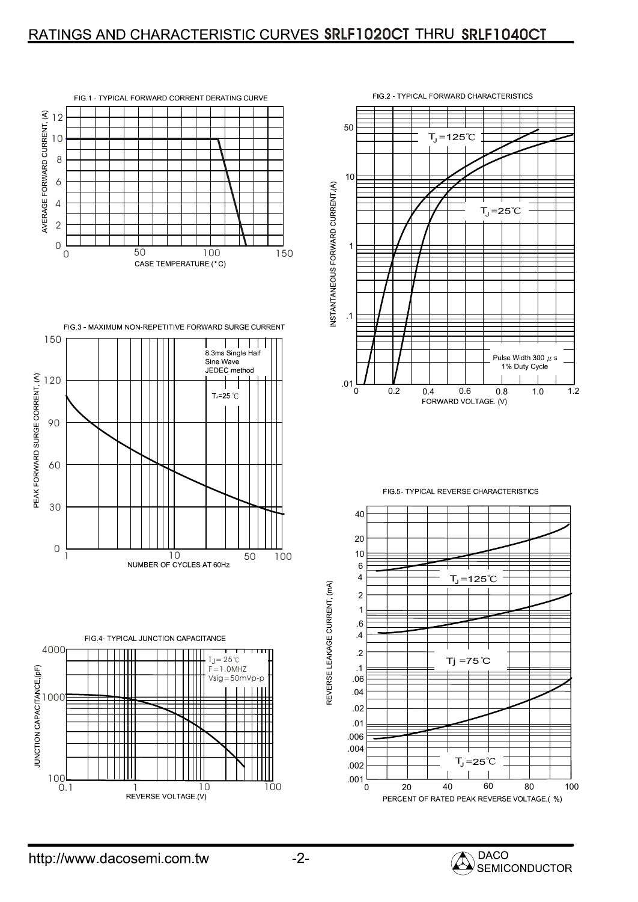## RATINGS AND CHARACTERISTIC CURVES SRLF1020CT THRU SRLF1040CT

FIG.1 - TYPICAL FORWARD CORRENT DERATING CURVE

AVERAGE FORWARD CURRENT, (A)

12
10
8
6
4
2
0

0 50 100 150

CASE TEMPERATURE.(°C)

FIG.2 - TYPICAL FORWARD CHARACTERISTICS

INSTANTANEOUS FORWARD CURRENT,(A)

50
10
1
.1
.01

$T_J$=125℃

$T_J$=25℃

Pulse Width 300 $\mu$ s
1% Duty Cycle

0 0.2 0.4 0.6 0.8 1.0 1.2

FORWARD VOLTAGE. (V)

FIG.3 - MAXIMUM NON-REPETITIVE FORWARD SURGE CURRENT

PEAK FORWARD SURGE CORRENT, (A)

150
120
90
60
30
0

8.3ms Single Half
Sine Wave
JEDEC method

$T_J$=25 ℃

1 10 50 100

NUMBER OF CYCLES AT 60Hz

FIG.4- TYPICAL JUNCTION CAPACITANCE

JUNCTION CAPACITANCE,(pF)

4000
1000
100

$T_J$= 25 ℃
F=1.0MHZ
Vsig=50mVp-p

0.1 1 10 100

REVERSE VOLTAGE.(V)

FIG.5- TYPICAL REVERSE CHARACTERISTICS

REVERSE LEAKAGE CURRENT, (mA)

40
20
10
6
4
2
1
.6
.4
.2
.1
.06
.04
.02
.01
.006
.004
.002
.001

$T_J$=125℃

Tj =75℃

$T_J$=25℃

0 20 40 60 80 100

PERCENT OF RATED PEAK REVERSE VOLTAGE,( %)

http://www.dacosemi.com.tw

DACO SEMICONDUCTOR